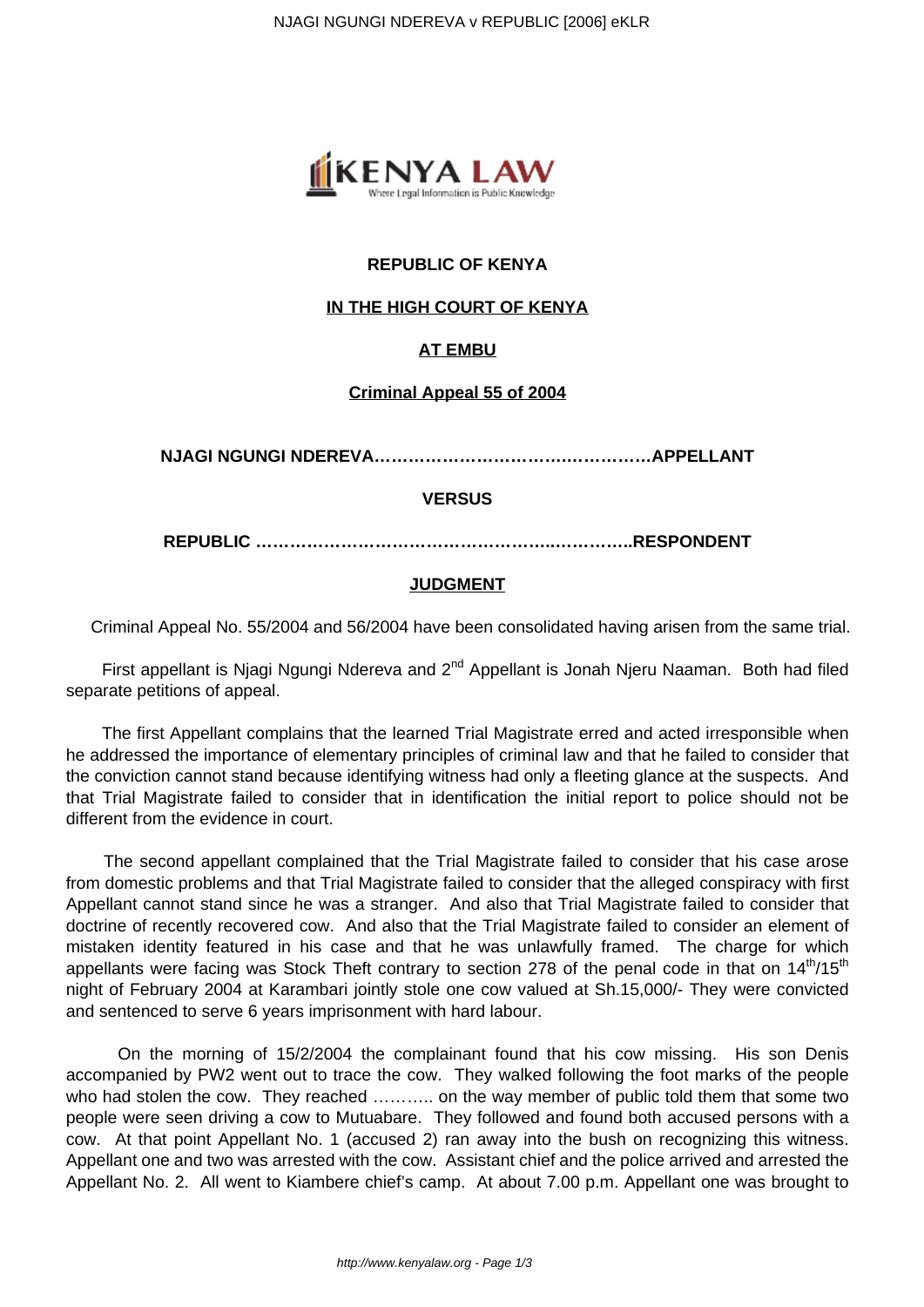**REPUBLIC OF KENYA**

**IN THE HIGH COURT OF KENYA**

**AT EMBU**

**Criminal Appeal 55 of 2004**

**NJAGI NGUNGI NDEREVA…………………………….…………APPELLANT**

**VERSUS**

**REPUBLIC ……………………………………………..…………..RESPONDENT**

**JUDGMENT**

Criminal Appeal No. 55/2004 and 56/2004 have been consolidated having arisen from the same trial.

First appellant is Njagi Ngungi Ndereva and 2nd Appellant is Jonah Njeru Naaman. Both had filed separate petitions of appeal.

The first Appellant complains that the learned Trial Magistrate erred and acted irresponsible when he addressed the importance of elementary principles of criminal law and that he failed to consider that the conviction cannot stand because identifying witness had only a fleeting glance at the suspects. And that Trial Magistrate failed to consider that in identification the initial report to police should not be different from the evidence in court.

The second appellant complained that the Trial Magistrate failed to consider that his case arose from domestic problems and that Trial Magistrate failed to consider that the alleged conspiracy with first Appellant cannot stand since he was a stranger. And also that Trial Magistrate failed to consider that doctrine of recently recovered cow. And also that the Trial Magistrate failed to consider an element of mistaken identity featured in his case and that he was unlawfully framed. The charge for which appellants were facing was Stock Theft contrary to section 278 of the penal code in that on 14th/15th night of February 2004 at Karambari jointly stole one cow valued at Sh.15,000/- They were convicted and sentenced to serve 6 years imprisonment with hard labour.

On the morning of 15/2/2004 the complainant found that his cow missing. His son Denis accompanied by PW2 went out to trace the cow. They walked following the foot marks of the people who had stolen the cow. They reached ……….. on the way member of public told them that some two people were seen driving a cow to Mutuabare. They followed and found both accused persons with a cow. At that point Appellant No. 1 (accused 2) ran away into the bush on recognizing this witness. Appellant one and two was arrested with the cow. Assistant chief and the police arrived and arrested the Appellant No. 2. All went to Kiambere chief's camp. At about 7.00 p.m. Appellant one was brought to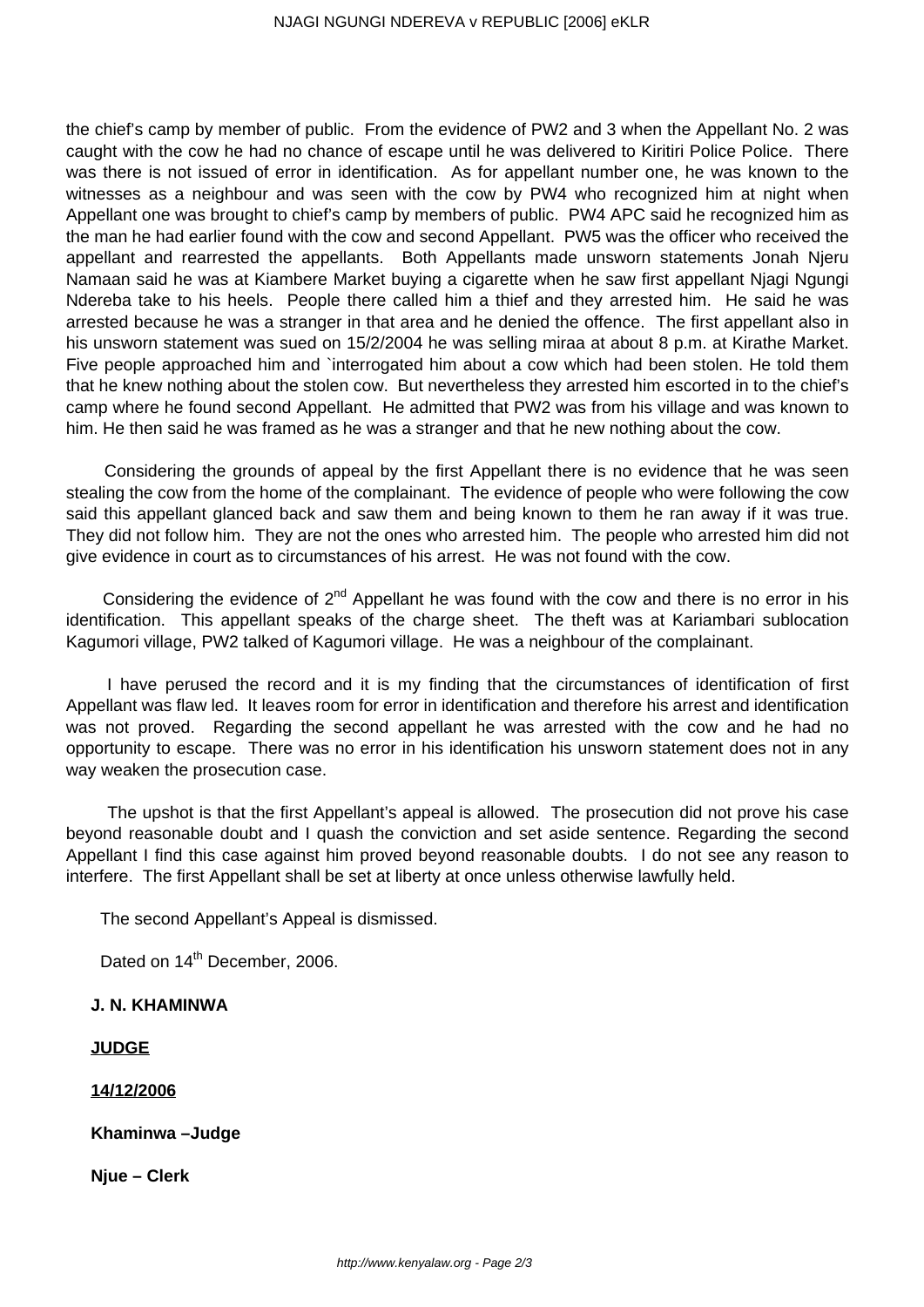the chief's camp by member of public. From the evidence of PW2 and 3 when the Appellant No. 2 was caught with the cow he had no chance of escape until he was delivered to Kiritiri Police Police. There was there is not issued of error in identification. As for appellant number one, he was known to the witnesses as a neighbour and was seen with the cow by PW4 who recognized him at night when Appellant one was brought to chief's camp by members of public. PW4 APC said he recognized him as the man he had earlier found with the cow and second Appellant. PW5 was the officer who received the appellant and rearrested the appellants. Both Appellants made unsworn statements Jonah Njeru Namaan said he was at Kiambere Market buying a cigarette when he saw first appellant Njagi Ngungi Ndereba take to his heels. People there called him a thief and they arrested him. He said he was arrested because he was a stranger in that area and he denied the offence. The first appellant also in his unsworn statement was sued on 15/2/2004 he was selling miraa at about 8 p.m. at Kirathe Market. Five people approached him and `interrogated him about a cow which had been stolen. He told them that he knew nothing about the stolen cow. But nevertheless they arrested him escorted in to the chief's camp where he found second Appellant. He admitted that PW2 was from his village and was known to him. He then said he was framed as he was a stranger and that he new nothing about the cow.

Considering the grounds of appeal by the first Appellant there is no evidence that he was seen stealing the cow from the home of the complainant. The evidence of people who were following the cow said this appellant glanced back and saw them and being known to them he ran away if it was true. They did not follow him. They are not the ones who arrested him. The people who arrested him did not give evidence in court as to circumstances of his arrest. He was not found with the cow.

Considering the evidence of 2nd Appellant he was found with the cow and there is no error in his identification. This appellant speaks of the charge sheet. The theft was at Kariambari sublocation Kagumori village, PW2 talked of Kagumori village. He was a neighbour of the complainant.

I have perused the record and it is my finding that the circumstances of identification of first Appellant was flaw led. It leaves room for error in identification and therefore his arrest and identification was not proved. Regarding the second appellant he was arrested with the cow and he had no opportunity to escape. There was no error in his identification his unsworn statement does not in any way weaken the prosecution case.

The upshot is that the first Appellant's appeal is allowed. The prosecution did not prove his case beyond reasonable doubt and I quash the conviction and set aside sentence. Regarding the second Appellant I find this case against him proved beyond reasonable doubts. I do not see any reason to interfere. The first Appellant shall be set at liberty at once unless otherwise lawfully held.

The second Appellant's Appeal is dismissed.

Dated on 14th December, 2006.

**J. N. KHAMINWA**

**JUDGE**

**14/12/2006**

**Khaminwa –Judge**

**Njue – Clerk**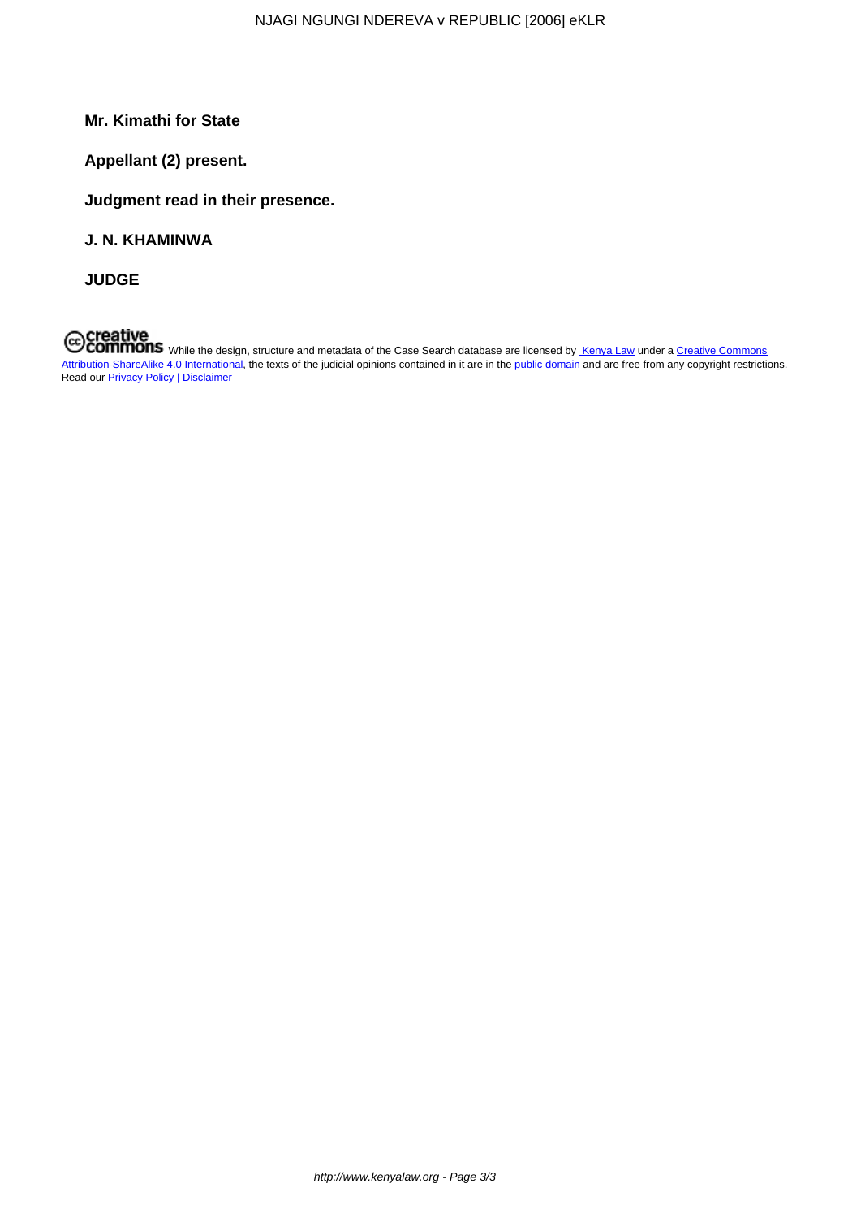**Mr. Kimathi for State**

**Appellant (2) present.**

**Judgment read in their presence.**

**J. N. KHAMINWA**

**JUDGE**

While the design, structure and metadata of the Case Search database are licensed by Kenya Law under a Creative Commons Attribution-ShareAlike 4.0 International, the texts of the judicial opinions contained in it are in the public domain and are free from any copyright restrictions. Read our Privacy Policy | Disclaimer